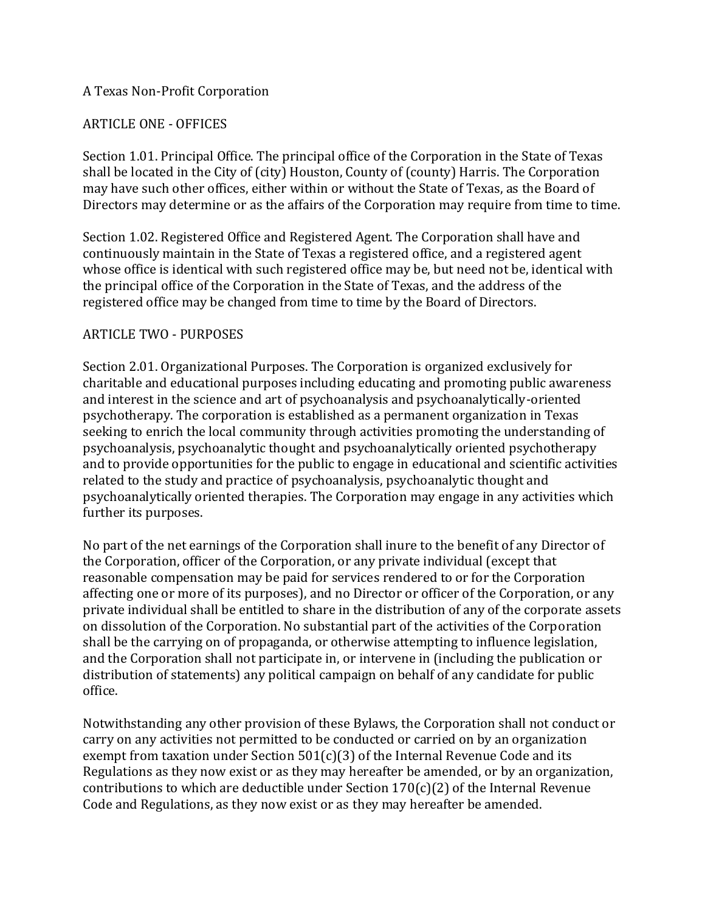A Texas Non-Profit Corporation

## ARTICLE ONE - OFFICES

Section 1.01. Principal Office. The principal office of the Corporation in the State of Texas shall be located in the City of (city) Houston, County of (county) Harris. The Corporation may have such other offices, either within or without the State of Texas, as the Board of Directors may determine or as the affairs of the Corporation may require from time to time.

Section 1.02. Registered Office and Registered Agent. The Corporation shall have and continuously maintain in the State of Texas a registered office, and a registered agent whose office is identical with such registered office may be, but need not be, identical with the principal office of the Corporation in the State of Texas, and the address of the registered office may be changed from time to time by the Board of Directors.

## ARTICLE TWO - PURPOSES

Section 2.01. Organizational Purposes. The Corporation is organized exclusively for charitable and educational purposes including educating and promoting public awareness and interest in the science and art of psychoanalysis and psychoanalytically-oriented psychotherapy. The corporation is established as a permanent organization in Texas seeking to enrich the local community through activities promoting the understanding of psychoanalysis, psychoanalytic thought and psychoanalytically oriented psychotherapy and to provide opportunities for the public to engage in educational and scientific activities related to the study and practice of psychoanalysis, psychoanalytic thought and psychoanalytically oriented therapies. The Corporation may engage in any activities which further its purposes.

No part of the net earnings of the Corporation shall inure to the benefit of any Director of the Corporation, officer of the Corporation, or any private individual (except that reasonable compensation may be paid for services rendered to or for the Corporation affecting one or more of its purposes), and no Director or officer of the Corporation, or any private individual shall be entitled to share in the distribution of any of the corporate assets on dissolution of the Corporation. No substantial part of the activities of the Corporation shall be the carrying on of propaganda, or otherwise attempting to influence legislation, and the Corporation shall not participate in, or intervene in (including the publication or distribution of statements) any political campaign on behalf of any candidate for public office.

Notwithstanding any other provision of these Bylaws, the Corporation shall not conduct or carry on any activities not permitted to be conducted or carried on by an organization exempt from taxation under Section 501(c)(3) of the Internal Revenue Code and its Regulations as they now exist or as they may hereafter be amended, or by an organization, contributions to which are deductible under Section 170(c)(2) of the Internal Revenue Code and Regulations, as they now exist or as they may hereafter be amended.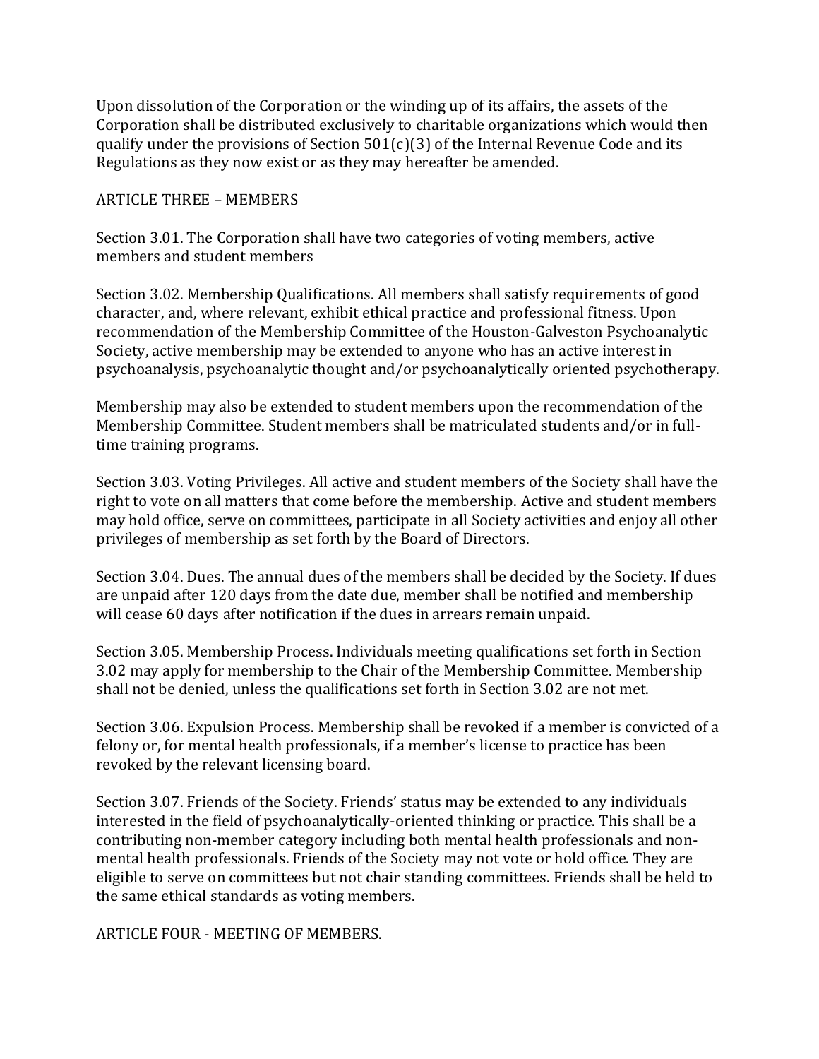Upon dissolution of the Corporation or the winding up of its affairs, the assets of the Corporation shall be distributed exclusively to charitable organizations which would then qualify under the provisions of Section 501(c)(3) of the Internal Revenue Code and its Regulations as they now exist or as they may hereafter be amended.

## ARTICLE THREE – MEMBERS

Section 3.01. The Corporation shall have two categories of voting members, active members and student members

Section 3.02. Membership Qualifications. All members shall satisfy requirements of good character, and, where relevant, exhibit ethical practice and professional fitness. Upon recommendation of the Membership Committee of the Houston-Galveston Psychoanalytic Society, active membership may be extended to anyone who has an active interest in psychoanalysis, psychoanalytic thought and/or psychoanalytically oriented psychotherapy.

Membership may also be extended to student members upon the recommendation of the Membership Committee. Student members shall be matriculated students and/or in full-time training programs.

Section 3.03. Voting Privileges. All active and student members of the Society shall have the right to vote on all matters that come before the membership. Active and student members may hold office, serve on committees, participate in all Society activities and enjoy all other privileges of membership as set forth by the Board of Directors.

Section 3.04. Dues. The annual dues of the members shall be decided by the Society. If dues are unpaid after 120 days from the date due, member shall be notified and membership will cease 60 days after notification if the dues in arrears remain unpaid.

Section 3.05. Membership Process. Individuals meeting qualifications set forth in Section 3.02 may apply for membership to the Chair of the Membership Committee. Membership shall not be denied, unless the qualifications set forth in Section 3.02 are not met.

Section 3.06. Expulsion Process. Membership shall be revoked if a member is convicted of a felony or, for mental health professionals, if a member's license to practice has been revoked by the relevant licensing board.

Section 3.07. Friends of the Society. Friends' status may be extended to any individuals interested in the field of psychoanalytically-oriented thinking or practice. This shall be a contributing non-member category including both mental health professionals and non-mental health professionals. Friends of the Society may not vote or hold office. They are eligible to serve on committees but not chair standing committees. Friends shall be held to the same ethical standards as voting members.

## ARTICLE FOUR - MEETING OF MEMBERS.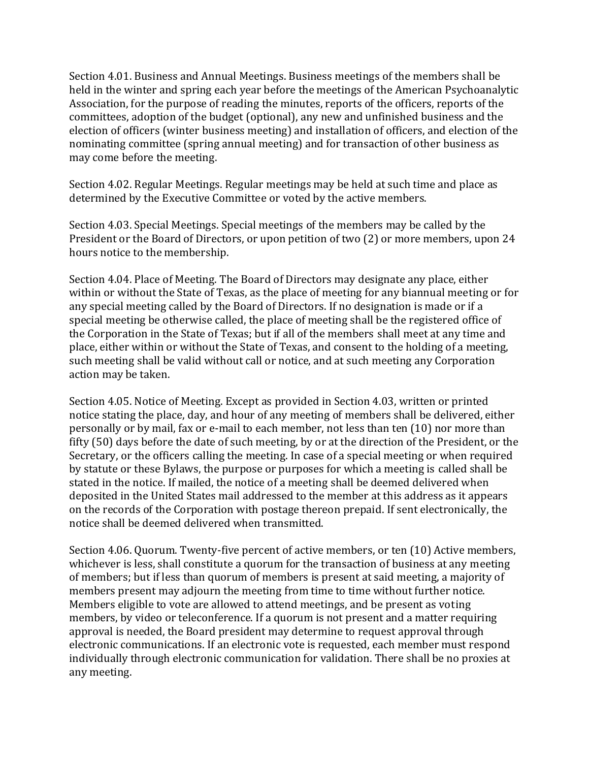Section 4.01. Business and Annual Meetings. Business meetings of the members shall be held in the winter and spring each year before the meetings of the American Psychoanalytic Association, for the purpose of reading the minutes, reports of the officers, reports of the committees, adoption of the budget (optional), any new and unfinished business and the election of officers (winter business meeting) and installation of officers, and election of the nominating committee (spring annual meeting) and for transaction of other business as may come before the meeting.

Section 4.02. Regular Meetings. Regular meetings may be held at such time and place as determined by the Executive Committee or voted by the active members.

Section 4.03. Special Meetings. Special meetings of the members may be called by the President or the Board of Directors, or upon petition of two (2) or more members, upon 24 hours notice to the membership.

Section 4.04. Place of Meeting. The Board of Directors may designate any place, either within or without the State of Texas, as the place of meeting for any biannual meeting or for any special meeting called by the Board of Directors. If no designation is made or if a special meeting be otherwise called, the place of meeting shall be the registered office of the Corporation in the State of Texas; but if all of the members shall meet at any time and place, either within or without the State of Texas, and consent to the holding of a meeting, such meeting shall be valid without call or notice, and at such meeting any Corporation action may be taken.

Section 4.05. Notice of Meeting. Except as provided in Section 4.03, written or printed notice stating the place, day, and hour of any meeting of members shall be delivered, either personally or by mail, fax or e-mail to each member, not less than ten (10) nor more than fifty (50) days before the date of such meeting, by or at the direction of the President, or the Secretary, or the officers calling the meeting. In case of a special meeting or when required by statute or these Bylaws, the purpose or purposes for which a meeting is called shall be stated in the notice. If mailed, the notice of a meeting shall be deemed delivered when deposited in the United States mail addressed to the member at this address as it appears on the records of the Corporation with postage thereon prepaid. If sent electronically, the notice shall be deemed delivered when transmitted.

Section 4.06. Quorum. Twenty-five percent of active members, or ten (10) Active members, whichever is less, shall constitute a quorum for the transaction of business at any meeting of members; but if less than quorum of members is present at said meeting, a majority of members present may adjourn the meeting from time to time without further notice. Members eligible to vote are allowed to attend meetings, and be present as voting members, by video or teleconference. If a quorum is not present and a matter requiring approval is needed, the Board president may determine to request approval through electronic communications. If an electronic vote is requested, each member must respond individually through electronic communication for validation. There shall be no proxies at any meeting.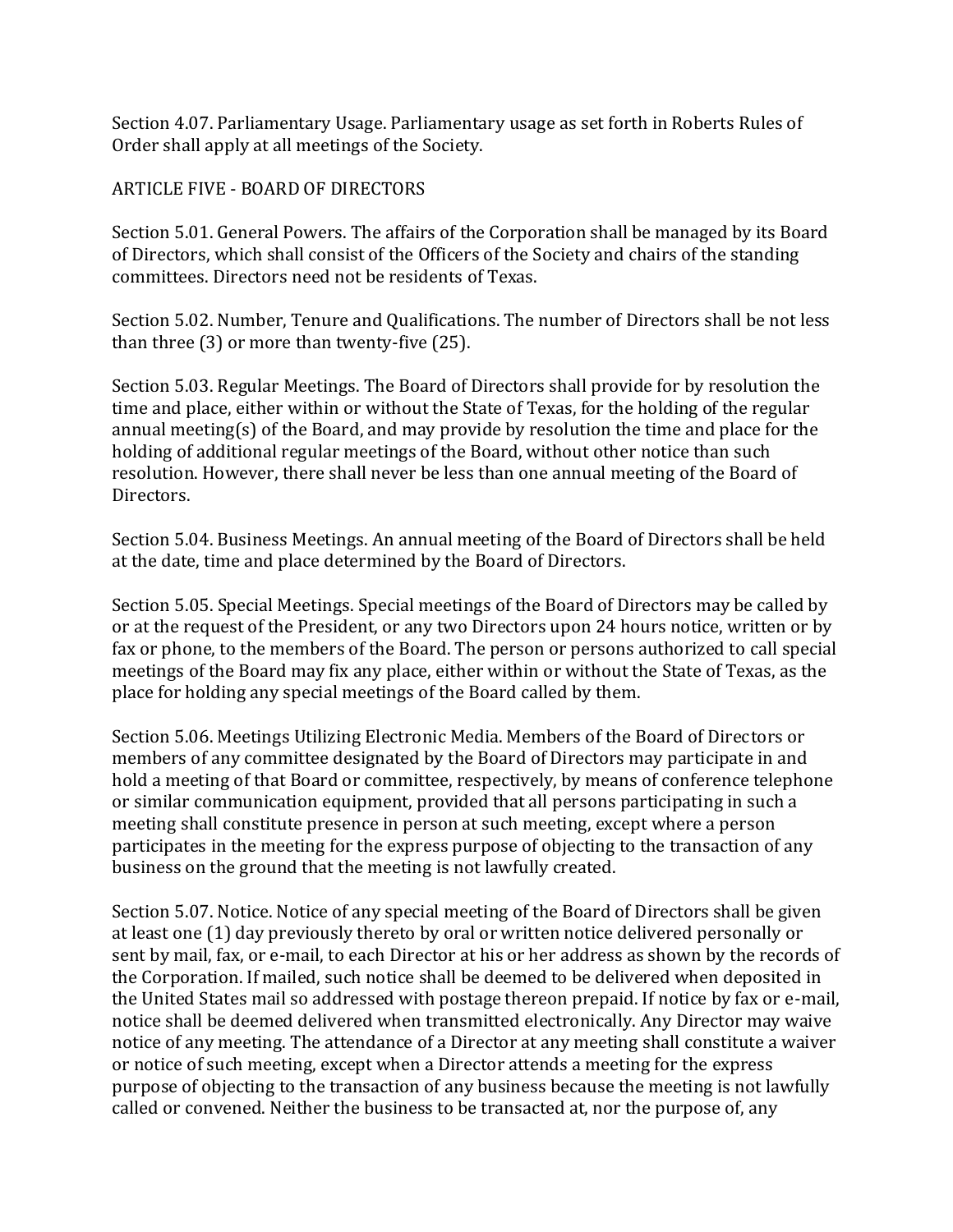Section 4.07. Parliamentary Usage. Parliamentary usage as set forth in Roberts Rules of Order shall apply at all meetings of the Society.

## ARTICLE FIVE - BOARD OF DIRECTORS

Section 5.01. General Powers. The affairs of the Corporation shall be managed by its Board of Directors, which shall consist of the Officers of the Society and chairs of the standing committees. Directors need not be residents of Texas.

Section 5.02. Number, Tenure and Qualifications. The number of Directors shall be not less than three (3) or more than twenty-five (25).

Section 5.03. Regular Meetings. The Board of Directors shall provide for by resolution the time and place, either within or without the State of Texas, for the holding of the regular annual meeting(s) of the Board, and may provide by resolution the time and place for the holding of additional regular meetings of the Board, without other notice than such resolution. However, there shall never be less than one annual meeting of the Board of Directors.

Section 5.04. Business Meetings. An annual meeting of the Board of Directors shall be held at the date, time and place determined by the Board of Directors.

Section 5.05. Special Meetings. Special meetings of the Board of Directors may be called by or at the request of the President, or any two Directors upon 24 hours notice, written or by fax or phone, to the members of the Board. The person or persons authorized to call special meetings of the Board may fix any place, either within or without the State of Texas, as the place for holding any special meetings of the Board called by them.

Section 5.06. Meetings Utilizing Electronic Media. Members of the Board of Directors or members of any committee designated by the Board of Directors may participate in and hold a meeting of that Board or committee, respectively, by means of conference telephone or similar communication equipment, provided that all persons participating in such a meeting shall constitute presence in person at such meeting, except where a person participates in the meeting for the express purpose of objecting to the transaction of any business on the ground that the meeting is not lawfully created.

Section 5.07. Notice. Notice of any special meeting of the Board of Directors shall be given at least one (1) day previously thereto by oral or written notice delivered personally or sent by mail, fax, or e-mail, to each Director at his or her address as shown by the records of the Corporation. If mailed, such notice shall be deemed to be delivered when deposited in the United States mail so addressed with postage thereon prepaid. If notice by fax or e-mail, notice shall be deemed delivered when transmitted electronically. Any Director may waive notice of any meeting. The attendance of a Director at any meeting shall constitute a waiver or notice of such meeting, except when a Director attends a meeting for the express purpose of objecting to the transaction of any business because the meeting is not lawfully called or convened. Neither the business to be transacted at, nor the purpose of, any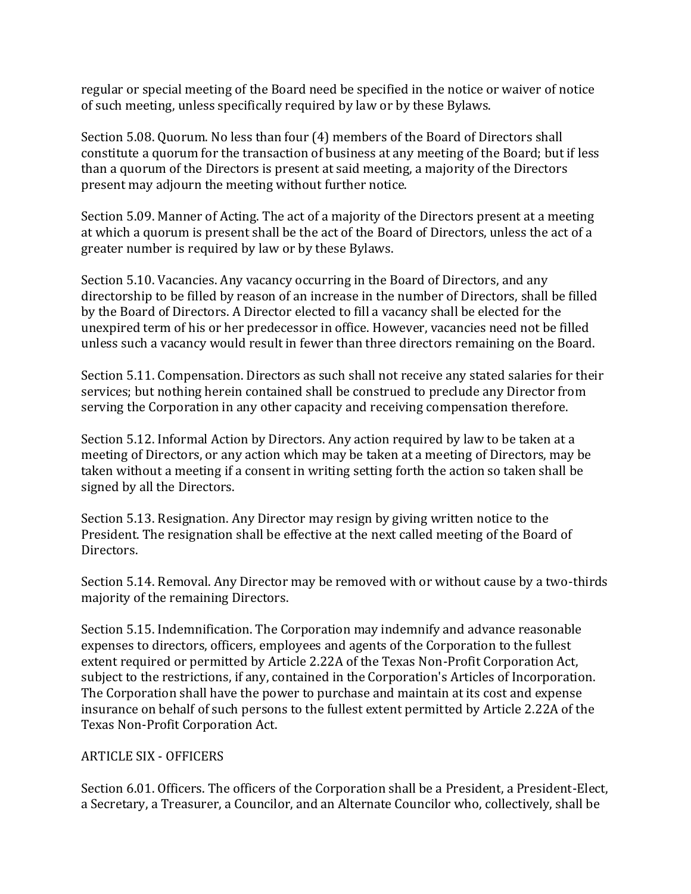regular or special meeting of the Board need be specified in the notice or waiver of notice of such meeting, unless specifically required by law or by these Bylaws.

Section 5.08. Quorum. No less than four (4) members of the Board of Directors shall constitute a quorum for the transaction of business at any meeting of the Board; but if less than a quorum of the Directors is present at said meeting, a majority of the Directors present may adjourn the meeting without further notice.

Section 5.09. Manner of Acting. The act of a majority of the Directors present at a meeting at which a quorum is present shall be the act of the Board of Directors, unless the act of a greater number is required by law or by these Bylaws.

Section 5.10. Vacancies. Any vacancy occurring in the Board of Directors, and any directorship to be filled by reason of an increase in the number of Directors, shall be filled by the Board of Directors. A Director elected to fill a vacancy shall be elected for the unexpired term of his or her predecessor in office. However, vacancies need not be filled unless such a vacancy would result in fewer than three directors remaining on the Board.

Section 5.11. Compensation. Directors as such shall not receive any stated salaries for their services; but nothing herein contained shall be construed to preclude any Director from serving the Corporation in any other capacity and receiving compensation therefore.

Section 5.12. Informal Action by Directors. Any action required by law to be taken at a meeting of Directors, or any action which may be taken at a meeting of Directors, may be taken without a meeting if a consent in writing setting forth the action so taken shall be signed by all the Directors.

Section 5.13. Resignation. Any Director may resign by giving written notice to the President. The resignation shall be effective at the next called meeting of the Board of Directors.

Section 5.14. Removal. Any Director may be removed with or without cause by a two-thirds majority of the remaining Directors.

Section 5.15. Indemnification. The Corporation may indemnify and advance reasonable expenses to directors, officers, employees and agents of the Corporation to the fullest extent required or permitted by Article 2.22A of the Texas Non-Profit Corporation Act, subject to the restrictions, if any, contained in the Corporation's Articles of Incorporation. The Corporation shall have the power to purchase and maintain at its cost and expense insurance on behalf of such persons to the fullest extent permitted by Article 2.22A of the Texas Non-Profit Corporation Act.

## ARTICLE SIX - OFFICERS

Section 6.01. Officers. The officers of the Corporation shall be a President, a President-Elect, a Secretary, a Treasurer, a Councilor, and an Alternate Councilor who, collectively, shall be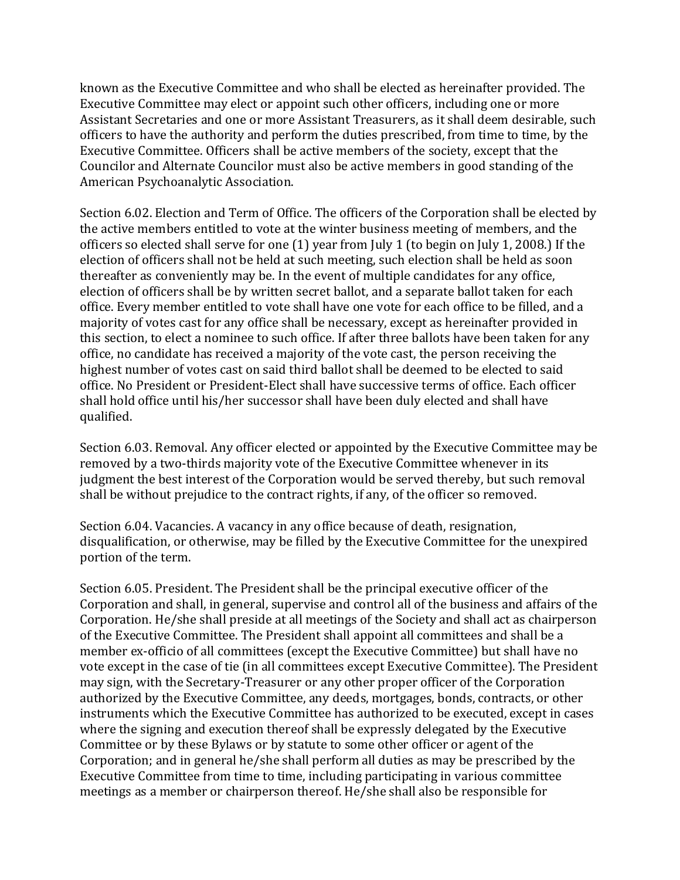known as the Executive Committee and who shall be elected as hereinafter provided. The Executive Committee may elect or appoint such other officers, including one or more Assistant Secretaries and one or more Assistant Treasurers, as it shall deem desirable, such officers to have the authority and perform the duties prescribed, from time to time, by the Executive Committee. Officers shall be active members of the society, except that the Councilor and Alternate Councilor must also be active members in good standing of the American Psychoanalytic Association.

Section 6.02. Election and Term of Office. The officers of the Corporation shall be elected by the active members entitled to vote at the winter business meeting of members, and the officers so elected shall serve for one (1) year from July 1 (to begin on July 1, 2008.) If the election of officers shall not be held at such meeting, such election shall be held as soon thereafter as conveniently may be. In the event of multiple candidates for any office, election of officers shall be by written secret ballot, and a separate ballot taken for each office. Every member entitled to vote shall have one vote for each office to be filled, and a majority of votes cast for any office shall be necessary, except as hereinafter provided in this section, to elect a nominee to such office. If after three ballots have been taken for any office, no candidate has received a majority of the vote cast, the person receiving the highest number of votes cast on said third ballot shall be deemed to be elected to said office. No President or President-Elect shall have successive terms of office. Each officer shall hold office until his/her successor shall have been duly elected and shall have qualified.

Section 6.03. Removal. Any officer elected or appointed by the Executive Committee may be removed by a two-thirds majority vote of the Executive Committee whenever in its judgment the best interest of the Corporation would be served thereby, but such removal shall be without prejudice to the contract rights, if any, of the officer so removed.

Section 6.04. Vacancies. A vacancy in any office because of death, resignation, disqualification, or otherwise, may be filled by the Executive Committee for the unexpired portion of the term.

Section 6.05. President. The President shall be the principal executive officer of the Corporation and shall, in general, supervise and control all of the business and affairs of the Corporation. He/she shall preside at all meetings of the Society and shall act as chairperson of the Executive Committee. The President shall appoint all committees and shall be a member ex-officio of all committees (except the Executive Committee) but shall have no vote except in the case of tie (in all committees except Executive Committee). The President may sign, with the Secretary-Treasurer or any other proper officer of the Corporation authorized by the Executive Committee, any deeds, mortgages, bonds, contracts, or other instruments which the Executive Committee has authorized to be executed, except in cases where the signing and execution thereof shall be expressly delegated by the Executive Committee or by these Bylaws or by statute to some other officer or agent of the Corporation; and in general he/she shall perform all duties as may be prescribed by the Executive Committee from time to time, including participating in various committee meetings as a member or chairperson thereof. He/she shall also be responsible for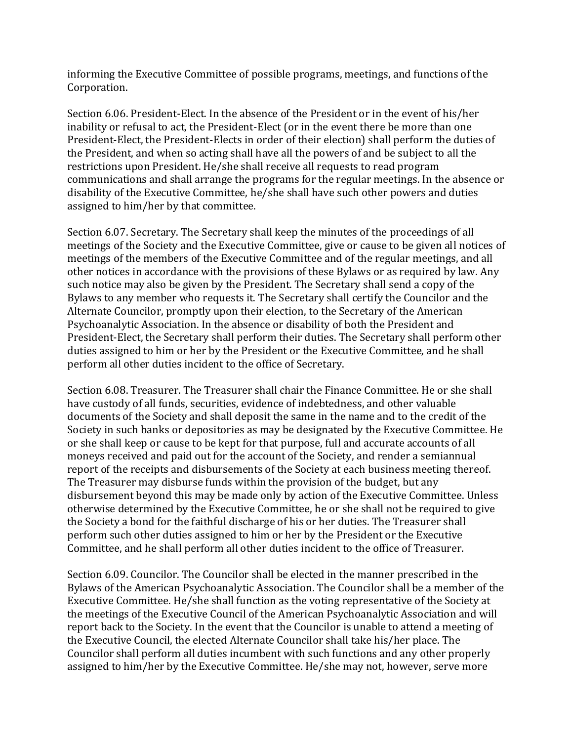informing the Executive Committee of possible programs, meetings, and functions of the Corporation.

Section 6.06. President-Elect. In the absence of the President or in the event of his/her inability or refusal to act, the President-Elect (or in the event there be more than one President-Elect, the President-Elects in order of their election) shall perform the duties of the President, and when so acting shall have all the powers of and be subject to all the restrictions upon President. He/she shall receive all requests to read program communications and shall arrange the programs for the regular meetings. In the absence or disability of the Executive Committee, he/she shall have such other powers and duties assigned to him/her by that committee.

Section 6.07. Secretary. The Secretary shall keep the minutes of the proceedings of all meetings of the Society and the Executive Committee, give or cause to be given all notices of meetings of the members of the Executive Committee and of the regular meetings, and all other notices in accordance with the provisions of these Bylaws or as required by law. Any such notice may also be given by the President. The Secretary shall send a copy of the Bylaws to any member who requests it. The Secretary shall certify the Councilor and the Alternate Councilor, promptly upon their election, to the Secretary of the American Psychoanalytic Association. In the absence or disability of both the President and President-Elect, the Secretary shall perform their duties. The Secretary shall perform other duties assigned to him or her by the President or the Executive Committee, and he shall perform all other duties incident to the office of Secretary.

Section 6.08. Treasurer. The Treasurer shall chair the Finance Committee. He or she shall have custody of all funds, securities, evidence of indebtedness, and other valuable documents of the Society and shall deposit the same in the name and to the credit of the Society in such banks or depositories as may be designated by the Executive Committee. He or she shall keep or cause to be kept for that purpose, full and accurate accounts of all moneys received and paid out for the account of the Society, and render a semiannual report of the receipts and disbursements of the Society at each business meeting thereof. The Treasurer may disburse funds within the provision of the budget, but any disbursement beyond this may be made only by action of the Executive Committee. Unless otherwise determined by the Executive Committee, he or she shall not be required to give the Society a bond for the faithful discharge of his or her duties. The Treasurer shall perform such other duties assigned to him or her by the President or the Executive Committee, and he shall perform all other duties incident to the office of Treasurer.

Section 6.09. Councilor. The Councilor shall be elected in the manner prescribed in the Bylaws of the American Psychoanalytic Association. The Councilor shall be a member of the Executive Committee. He/she shall function as the voting representative of the Society at the meetings of the Executive Council of the American Psychoanalytic Association and will report back to the Society. In the event that the Councilor is unable to attend a meeting of the Executive Council, the elected Alternate Councilor shall take his/her place. The Councilor shall perform all duties incumbent with such functions and any other properly assigned to him/her by the Executive Committee. He/she may not, however, serve more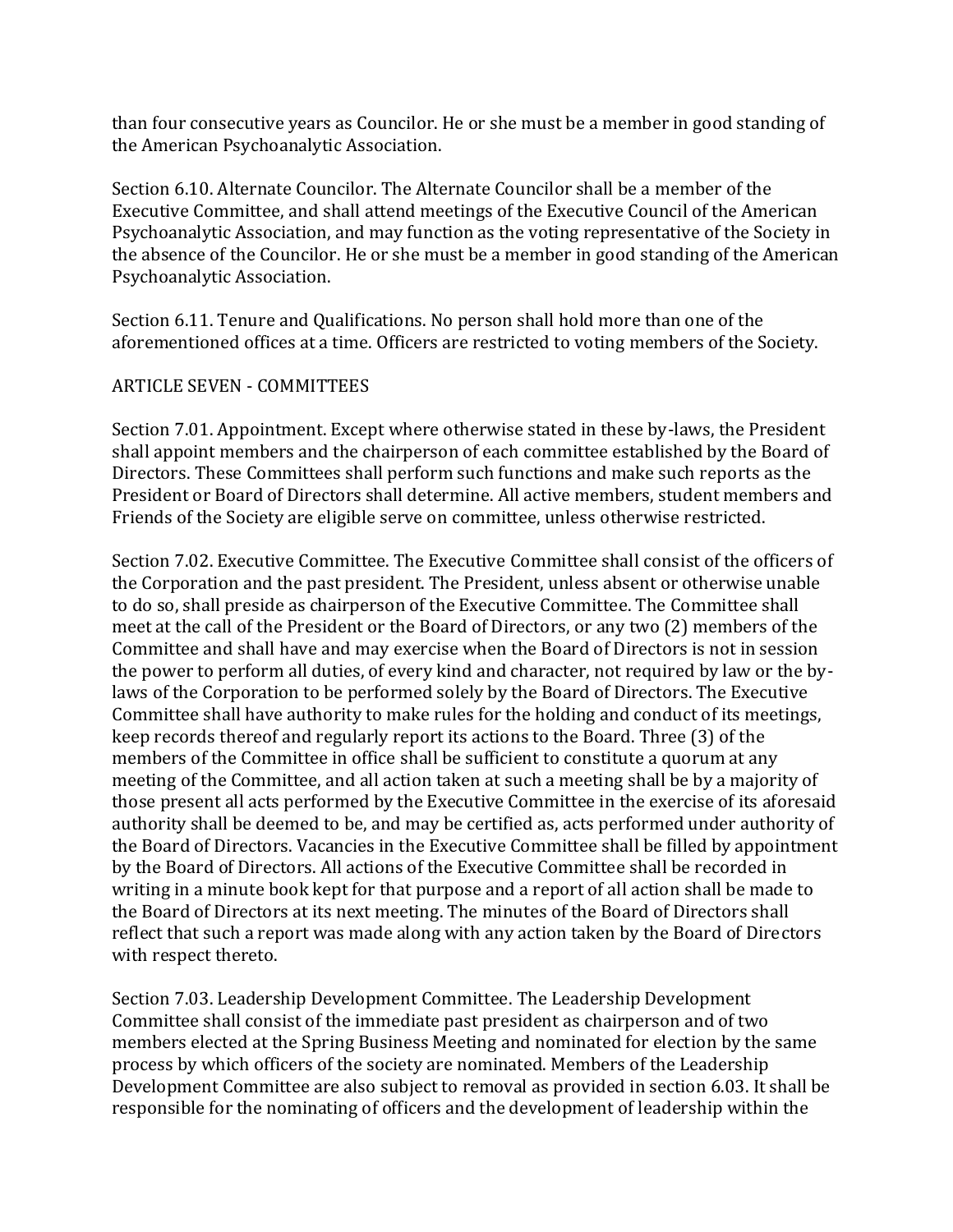than four consecutive years as Councilor. He or she must be a member in good standing of the American Psychoanalytic Association.

Section 6.10. Alternate Councilor. The Alternate Councilor shall be a member of the Executive Committee, and shall attend meetings of the Executive Council of the American Psychoanalytic Association, and may function as the voting representative of the Society in the absence of the Councilor. He or she must be a member in good standing of the American Psychoanalytic Association.

Section 6.11. Tenure and Qualifications. No person shall hold more than one of the aforementioned offices at a time. Officers are restricted to voting members of the Society.

## ARTICLE SEVEN - COMMITTEES

Section 7.01. Appointment. Except where otherwise stated in these by-laws, the President shall appoint members and the chairperson of each committee established by the Board of Directors. These Committees shall perform such functions and make such reports as the President or Board of Directors shall determine. All active members, student members and Friends of the Society are eligible serve on committee, unless otherwise restricted.

Section 7.02. Executive Committee. The Executive Committee shall consist of the officers of the Corporation and the past president. The President, unless absent or otherwise unable to do so, shall preside as chairperson of the Executive Committee. The Committee shall meet at the call of the President or the Board of Directors, or any two (2) members of the Committee and shall have and may exercise when the Board of Directors is not in session the power to perform all duties, of every kind and character, not required by law or the by-laws of the Corporation to be performed solely by the Board of Directors. The Executive Committee shall have authority to make rules for the holding and conduct of its meetings, keep records thereof and regularly report its actions to the Board. Three (3) of the members of the Committee in office shall be sufficient to constitute a quorum at any meeting of the Committee, and all action taken at such a meeting shall be by a majority of those present all acts performed by the Executive Committee in the exercise of its aforesaid authority shall be deemed to be, and may be certified as, acts performed under authority of the Board of Directors. Vacancies in the Executive Committee shall be filled by appointment by the Board of Directors. All actions of the Executive Committee shall be recorded in writing in a minute book kept for that purpose and a report of all action shall be made to the Board of Directors at its next meeting. The minutes of the Board of Directors shall reflect that such a report was made along with any action taken by the Board of Directors with respect thereto.

Section 7.03. Leadership Development Committee. The Leadership Development Committee shall consist of the immediate past president as chairperson and of two members elected at the Spring Business Meeting and nominated for election by the same process by which officers of the society are nominated. Members of the Leadership Development Committee are also subject to removal as provided in section 6.03. It shall be responsible for the nominating of officers and the development of leadership within the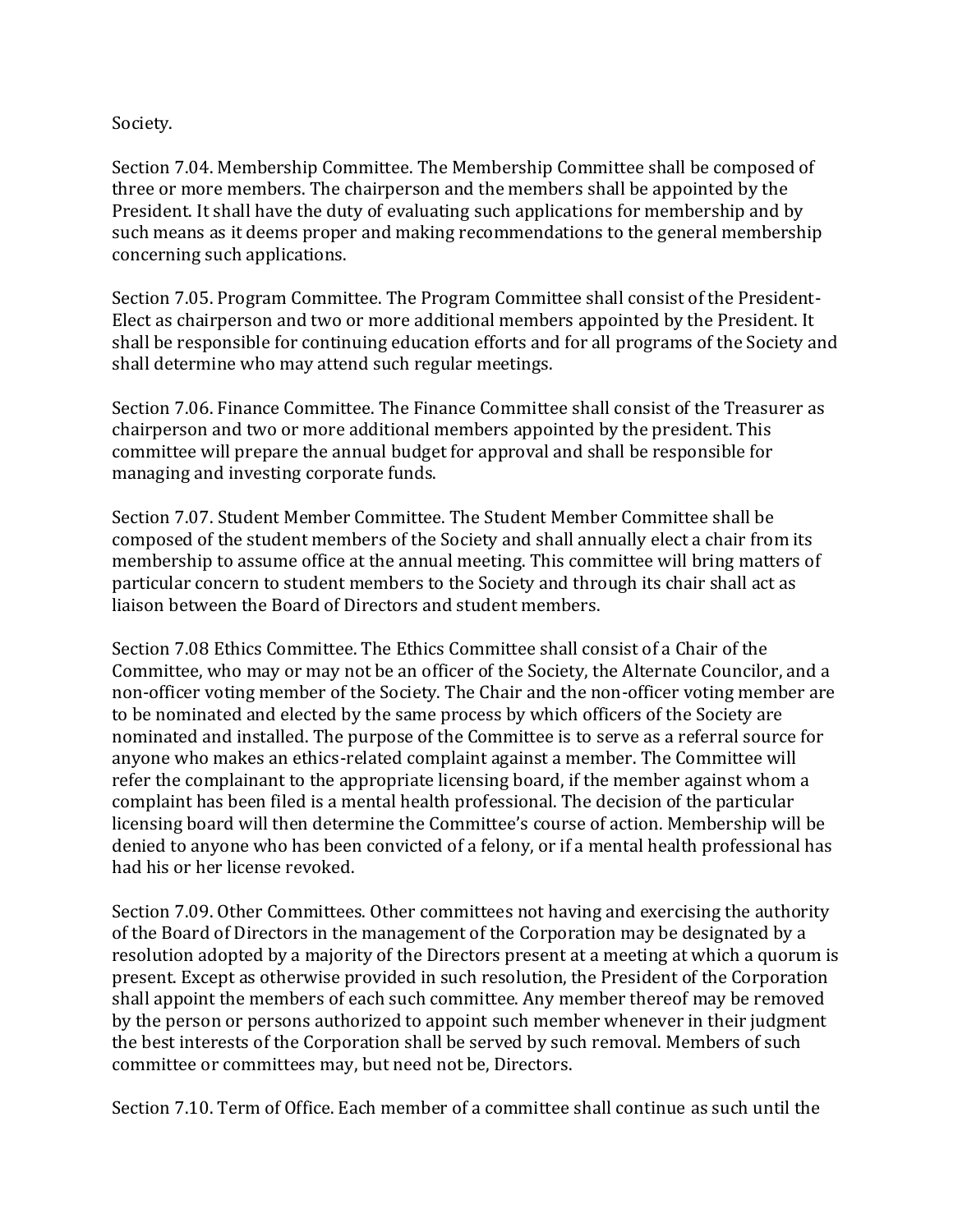Society.

Section 7.04. Membership Committee. The Membership Committee shall be composed of three or more members. The chairperson and the members shall be appointed by the President. It shall have the duty of evaluating such applications for membership and by such means as it deems proper and making recommendations to the general membership concerning such applications.

Section 7.05. Program Committee. The Program Committee shall consist of the President-Elect as chairperson and two or more additional members appointed by the President. It shall be responsible for continuing education efforts and for all programs of the Society and shall determine who may attend such regular meetings.

Section 7.06. Finance Committee. The Finance Committee shall consist of the Treasurer as chairperson and two or more additional members appointed by the president. This committee will prepare the annual budget for approval and shall be responsible for managing and investing corporate funds.

Section 7.07. Student Member Committee. The Student Member Committee shall be composed of the student members of the Society and shall annually elect a chair from its membership to assume office at the annual meeting. This committee will bring matters of particular concern to student members to the Society and through its chair shall act as liaison between the Board of Directors and student members.

Section 7.08 Ethics Committee. The Ethics Committee shall consist of a Chair of the Committee, who may or may not be an officer of the Society, the Alternate Councilor, and a non-officer voting member of the Society. The Chair and the non-officer voting member are to be nominated and elected by the same process by which officers of the Society are nominated and installed. The purpose of the Committee is to serve as a referral source for anyone who makes an ethics-related complaint against a member. The Committee will refer the complainant to the appropriate licensing board, if the member against whom a complaint has been filed is a mental health professional. The decision of the particular licensing board will then determine the Committee's course of action. Membership will be denied to anyone who has been convicted of a felony, or if a mental health professional has had his or her license revoked.

Section 7.09. Other Committees. Other committees not having and exercising the authority of the Board of Directors in the management of the Corporation may be designated by a resolution adopted by a majority of the Directors present at a meeting at which a quorum is present. Except as otherwise provided in such resolution, the President of the Corporation shall appoint the members of each such committee. Any member thereof may be removed by the person or persons authorized to appoint such member whenever in their judgment the best interests of the Corporation shall be served by such removal. Members of such committee or committees may, but need not be, Directors.

Section 7.10. Term of Office. Each member of a committee shall continue as such until the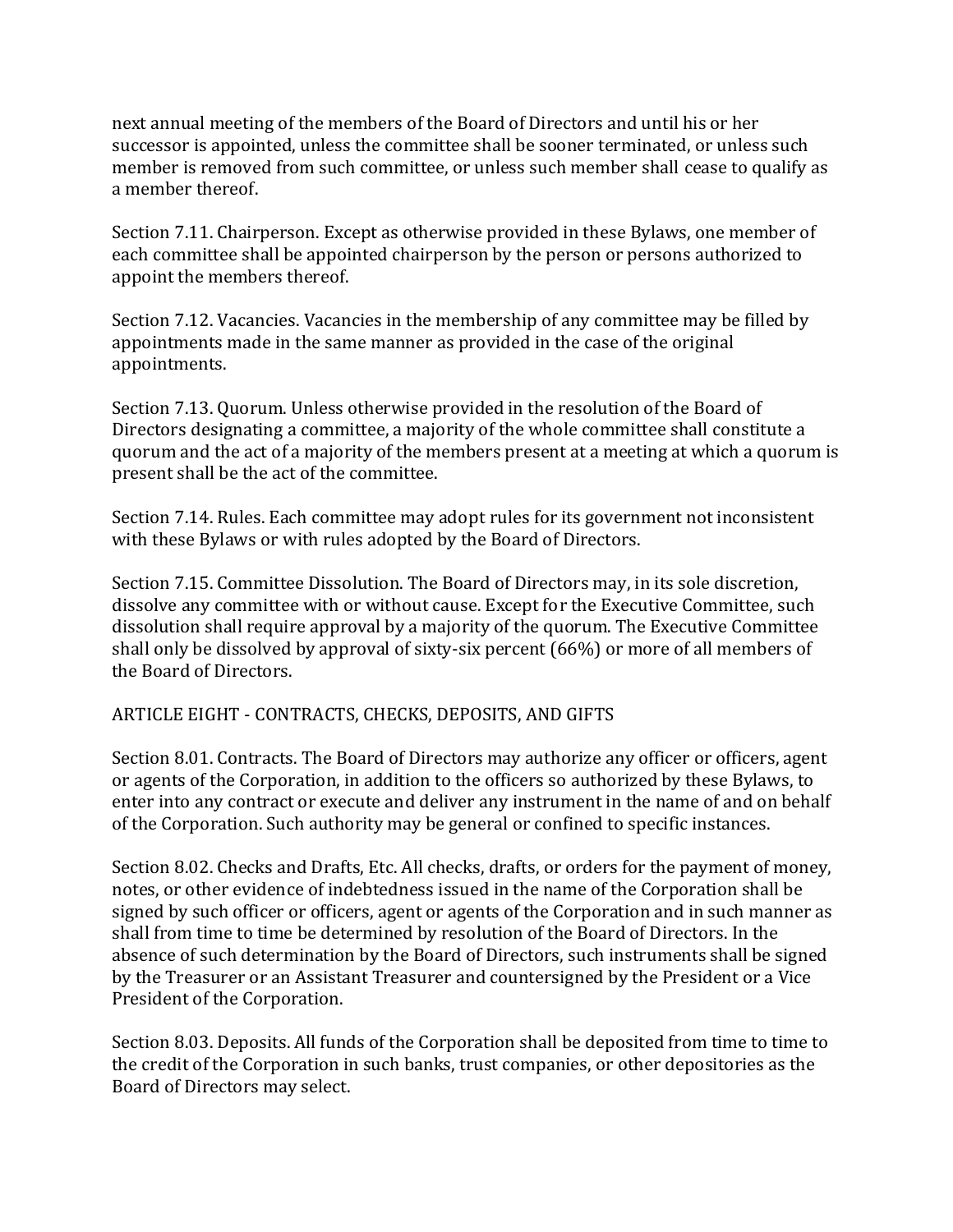next annual meeting of the members of the Board of Directors and until his or her successor is appointed, unless the committee shall be sooner terminated, or unless such member is removed from such committee, or unless such member shall cease to qualify as a member thereof.

Section 7.11. Chairperson. Except as otherwise provided in these Bylaws, one member of each committee shall be appointed chairperson by the person or persons authorized to appoint the members thereof.

Section 7.12. Vacancies. Vacancies in the membership of any committee may be filled by appointments made in the same manner as provided in the case of the original appointments.

Section 7.13. Quorum. Unless otherwise provided in the resolution of the Board of Directors designating a committee, a majority of the whole committee shall constitute a quorum and the act of a majority of the members present at a meeting at which a quorum is present shall be the act of the committee.

Section 7.14. Rules. Each committee may adopt rules for its government not inconsistent with these Bylaws or with rules adopted by the Board of Directors.

Section 7.15. Committee Dissolution. The Board of Directors may, in its sole discretion, dissolve any committee with or without cause. Except for the Executive Committee, such dissolution shall require approval by a majority of the quorum. The Executive Committee shall only be dissolved by approval of sixty-six percent (66%) or more of all members of the Board of Directors.

## ARTICLE EIGHT - CONTRACTS, CHECKS, DEPOSITS, AND GIFTS

Section 8.01. Contracts. The Board of Directors may authorize any officer or officers, agent or agents of the Corporation, in addition to the officers so authorized by these Bylaws, to enter into any contract or execute and deliver any instrument in the name of and on behalf of the Corporation. Such authority may be general or confined to specific instances.

Section 8.02. Checks and Drafts, Etc. All checks, drafts, or orders for the payment of money, notes, or other evidence of indebtedness issued in the name of the Corporation shall be signed by such officer or officers, agent or agents of the Corporation and in such manner as shall from time to time be determined by resolution of the Board of Directors. In the absence of such determination by the Board of Directors, such instruments shall be signed by the Treasurer or an Assistant Treasurer and countersigned by the President or a Vice President of the Corporation.

Section 8.03. Deposits. All funds of the Corporation shall be deposited from time to time to the credit of the Corporation in such banks, trust companies, or other depositories as the Board of Directors may select.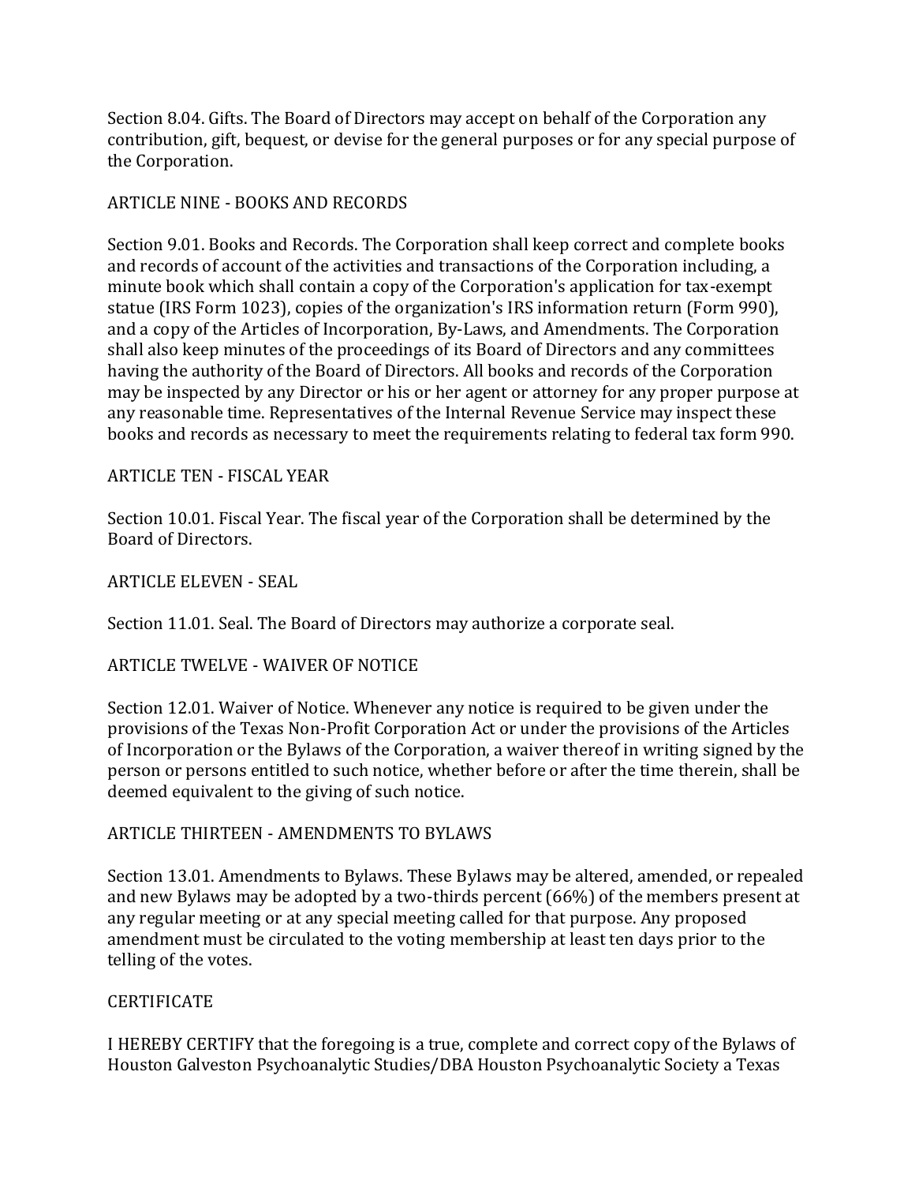Section 8.04. Gifts. The Board of Directors may accept on behalf of the Corporation any contribution, gift, bequest, or devise for the general purposes or for any special purpose of the Corporation.

## ARTICLE NINE - BOOKS AND RECORDS

Section 9.01. Books and Records. The Corporation shall keep correct and complete books and records of account of the activities and transactions of the Corporation including, a minute book which shall contain a copy of the Corporation's application for tax-exempt statue (IRS Form 1023), copies of the organization's IRS information return (Form 990), and a copy of the Articles of Incorporation, By-Laws, and Amendments. The Corporation shall also keep minutes of the proceedings of its Board of Directors and any committees having the authority of the Board of Directors. All books and records of the Corporation may be inspected by any Director or his or her agent or attorney for any proper purpose at any reasonable time. Representatives of the Internal Revenue Service may inspect these books and records as necessary to meet the requirements relating to federal tax form 990.

## ARTICLE TEN - FISCAL YEAR

Section 10.01. Fiscal Year. The fiscal year of the Corporation shall be determined by the Board of Directors.

## ARTICLE ELEVEN - SEAL

Section 11.01. Seal. The Board of Directors may authorize a corporate seal.

## ARTICLE TWELVE - WAIVER OF NOTICE

Section 12.01. Waiver of Notice. Whenever any notice is required to be given under the provisions of the Texas Non-Profit Corporation Act or under the provisions of the Articles of Incorporation or the Bylaws of the Corporation, a waiver thereof in writing signed by the person or persons entitled to such notice, whether before or after the time therein, shall be deemed equivalent to the giving of such notice.

## ARTICLE THIRTEEN - AMENDMENTS TO BYLAWS

Section 13.01. Amendments to Bylaws. These Bylaws may be altered, amended, or repealed and new Bylaws may be adopted by a two-thirds percent (66%) of the members present at any regular meeting or at any special meeting called for that purpose. Any proposed amendment must be circulated to the voting membership at least ten days prior to the telling of the votes.

## CERTIFICATE

I HEREBY CERTIFY that the foregoing is a true, complete and correct copy of the Bylaws of Houston Galveston Psychoanalytic Studies/DBA Houston Psychoanalytic Society a Texas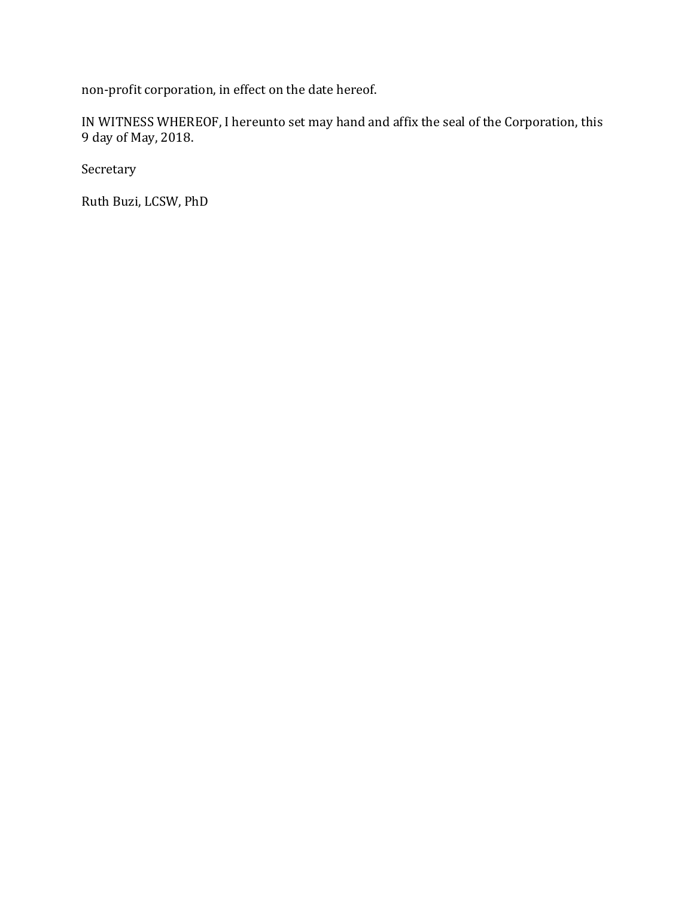non-profit corporation, in effect on the date hereof.

IN WITNESS WHEREOF, I hereunto set may hand and affix the seal of the Corporation, this 9 day of May, 2018.

Secretary

Ruth Buzi, LCSW, PhD